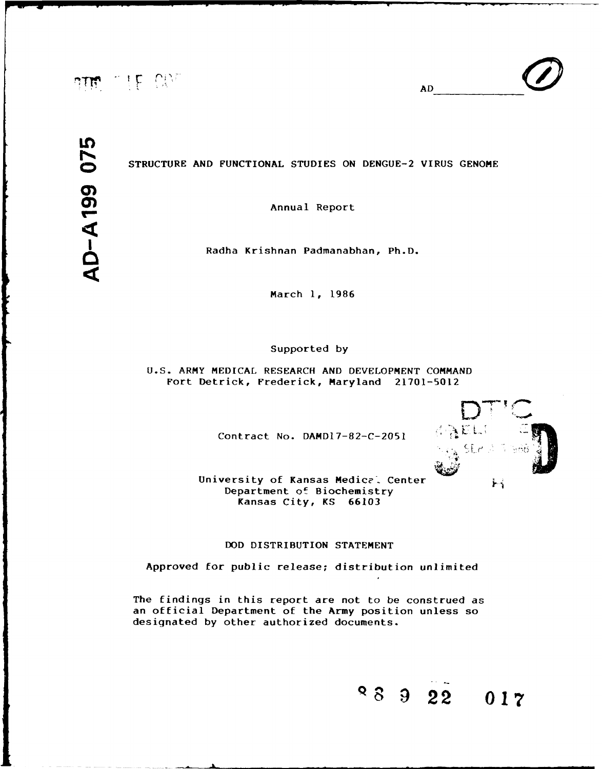AD-A199 075

AD

# STRUCTURE AND FUNCTIONAL STUDIES ON DENGUE-2 VIRUS GENOME

Annual Report

Radha Krishnan Padmanabhan, Ph.D.

March 1, 1986

Supported by

U.S. ARMY MEDICAL RESEARCH AND DEVELOPMENT COMMAND
Fort Detrick, Frederick, Maryland 21701-5012

Contract No. DAMD17-82-C-2051

University of Kansas Medical Center
Department of Biochemistry
Kansas City, KS 66103

DOD DISTRIBUTION STATEMENT

Approved for public release; distribution unlimited

The findings in this report are not to be construed as an official Department of the Army position unless so designated by other authorized documents.

88 9 22 017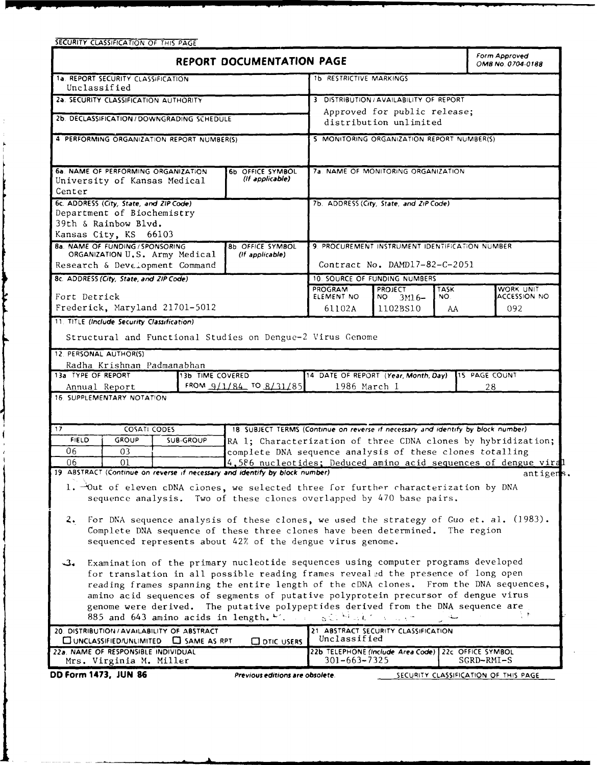SECURITY CLASSIFICATION OF THIS PAGE

# REPORT DOCUMENTATION PAGE

Form Approved OMB No. 0704-0188

| | |
|---|---|
| 1a. REPORT SECURITY CLASSIFICATION: Unclassified | 1b. RESTRICTIVE MARKINGS |
| 2a. SECURITY CLASSIFICATION AUTHORITY | 3. DISTRIBUTION/AVAILABILITY OF REPORT: Approved for public release; distribution unlimited |
| 2b. DECLASSIFICATION/DOWNGRADING SCHEDULE | |
| 4. PERFORMING ORGANIZATION REPORT NUMBER(S) | 5. MONITORING ORGANIZATION REPORT NUMBER(S) |
| 6a. NAME OF PERFORMING ORGANIZATION: University of Kansas Medical Center; 6b. OFFICE SYMBOL (If applicable) | 7a. NAME OF MONITORING ORGANIZATION |
| 6c. ADDRESS (City, State, and ZIP Code): Department of Biochemistry, 39th & Rainbow Blvd., Kansas City, KS 66103 | 7b. ADDRESS (City, State, and ZIP Code) |
| 8a. NAME OF FUNDING/SPONSORING ORGANIZATION: U.S. Army Medical Research & Development Command; 8b. OFFICE SYMBOL (If applicable) | 9. PROCUREMENT INSTRUMENT IDENTIFICATION NUMBER: Contract No. DAMD17-82-C-2051 |
| 8c. ADDRESS (City, State, and ZIP Code): Fort Detrick, Frederick, Maryland 21701-5012 | 10. SOURCE OF FUNDING NUMBERS: PROGRAM ELEMENT NO. 61102A; PROJECT NO. 3M16-1102BS10; TASK NO. AA; WORK UNIT ACCESSION NO. 092 |

11. TITLE (Include Security Classification)

Structural and Functional Studies on Dengue-2 Virus Genome

12. PERSONAL AUTHOR(S)

Radha Krishnan Padmanabhan

| 13a. TYPE OF REPORT | 13b. TIME COVERED | 14. DATE OF REPORT (Year, Month, Day) | 15. PAGE COUNT |
|---|---|---|---|
| Annual Report | FROM 9/1/84 TO 8/31/85 | 1986 March 1 | 28 |

16. SUPPLEMENTARY NOTATION

| 17. COSATI CODES | | | 18. SUBJECT TERMS (Continue on reverse if necessary and identify by block number) |
|---|---|---|---|
| FIELD | GROUP | SUB-GROUP | RA 1; Characterization of three CDNA clones by hybridization; complete DNA sequence analysis of these clones totalling 4,586 nucleotides; Deduced amino acid sequences of dengue viral antigens. |
| 06 | 03 | | |
| 06 | 01 | | |

19. ABSTRACT (Continue on reverse if necessary and identify by block number)

1. Out of eleven cDNA clones, we selected three for further characterization by DNA sequence analysis. Two of these clones overlapped by 470 base pairs.

2. For DNA sequence analysis of these clones, we used the strategy of Guo et. al. (1983). Complete DNA sequence of these three clones have been determined. The region sequenced represents about 42% of the dengue virus genome.

3. Examination of the primary nucleotide sequences using computer programs developed for translation in all possible reading frames revealed the presence of long open reading frames spanning the entire length of the cDNA clones. From the DNA sequences, amino acid sequences of segments of putative polyprotein precursor of dengue virus genome were derived. The putative polypeptides derived from the DNA sequence are 885 and 643 amino acids in length.

| | |
|---|---|
| 20. DISTRIBUTION/AVAILABILITY OF ABSTRACT: ☐ UNCLASSIFIED/UNLIMITED ☐ SAME AS RPT ☐ DTIC USERS | 21. ABSTRACT SECURITY CLASSIFICATION: Unclassified |
| 22a. NAME OF RESPONSIBLE INDIVIDUAL: Mrs. Virginia M. Miller | 22b. TELEPHONE (Include Area Code): 301-663-7325; 22c. OFFICE SYMBOL: SGRD-RMI-S |

DD Form 1473, JUN 86 — Previous editions are obsolete. — SECURITY CLASSIFICATION OF THIS PAGE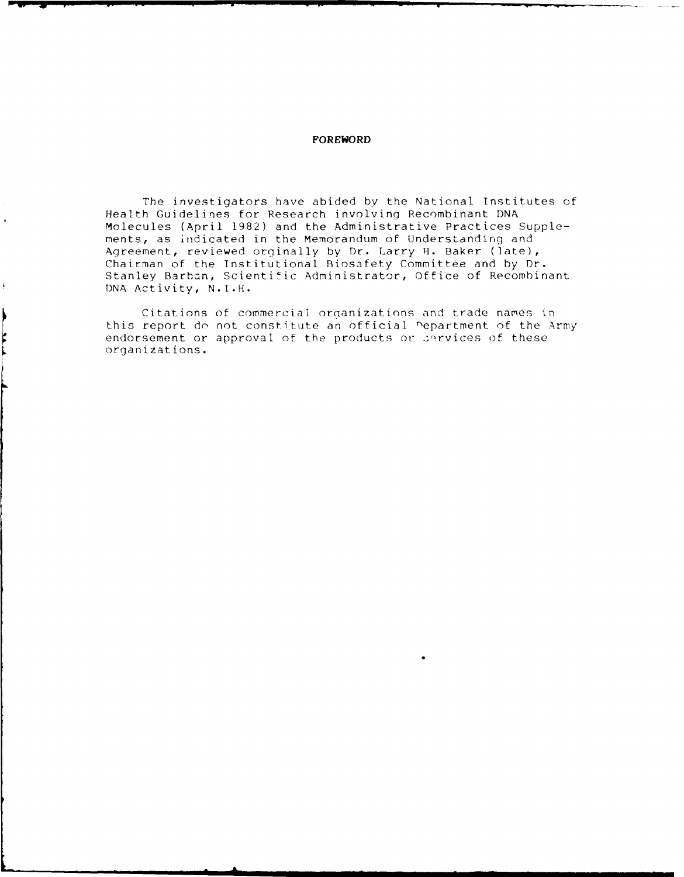# FOREWORD

The investigators have abided by the National Institutes of Health Guidelines for Research involving Recombinant DNA Molecules (April 1982) and the Administrative Practices Supplements, as indicated in the Memorandum of Understanding and Agreement, reviewed orginally by Dr. Larry H. Baker (late), Chairman of the Institutional Biosafety Committee and by Dr. Stanley Barban, Scientific Administrator, Office of Recombinant DNA Activity, N.I.H.

Citations of commercial organizations and trade names in this report do not constitute an official Department of the Army endorsement or approval of the products or services of these organizations.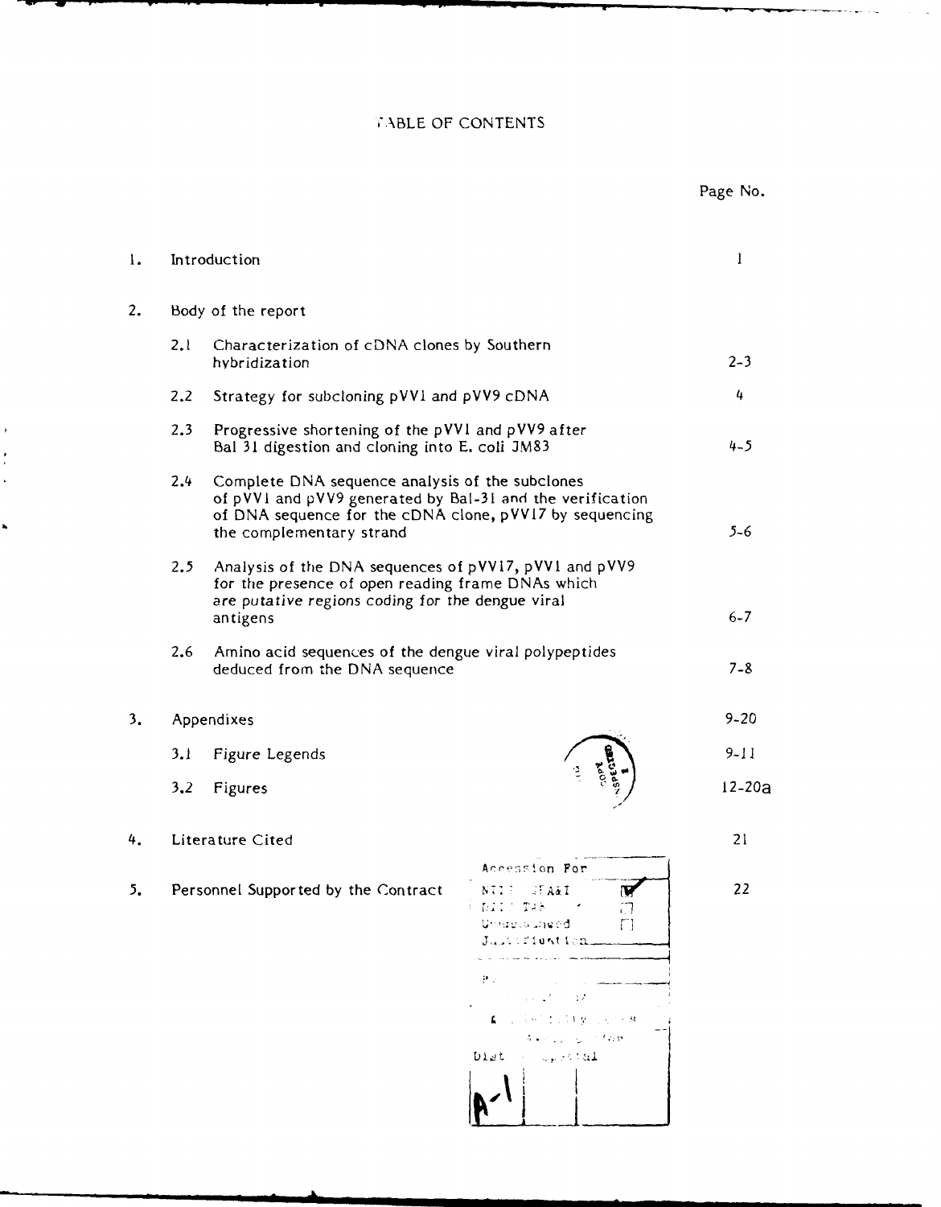# TABLE OF CONTENTS

| | | Page No. |
|---|---|---|
| 1. | Introduction | 1 |
| 2. | Body of the report | |
| 2.1 | Characterization of cDNA clones by Southern hybridization | 2-3 |
| 2.2 | Strategy for subcloning pVV1 and pVV9 cDNA | 4 |
| 2.3 | Progressive shortening of the pVV1 and pVV9 after Bal 31 digestion and cloning into E. coli JM83 | 4-5 |
| 2.4 | Complete DNA sequence analysis of the subclones of pVV1 and pVV9 generated by Bal-31 and the verification of DNA sequence for the cDNA clone, pVV17 by sequencing the complementary strand | 5-6 |
| 2.5 | Analysis of the DNA sequences of pVV17, pVV1 and pVV9 for the presence of open reading frame DNAs which are putative regions coding for the dengue viral antigens | 6-7 |
| 2.6 | Amino acid sequences of the dengue viral polypeptides deduced from the DNA sequence | 7-8 |
| 3. | Appendixes | 9-20 |
| 3.1 | Figure Legends | 9-11 |
| 3.2 | Figures | 12-20a |
| 4. | Literature Cited | 21 |
| 5. | Personnel Supported by the Contract | 22 |

Accession For
NTIS GRA&I ☑
DTIC TAB ☐
Unannounced ☐
Justification

By
Distribution/
Availability Codes
Avail and/or
Dist Special

A-1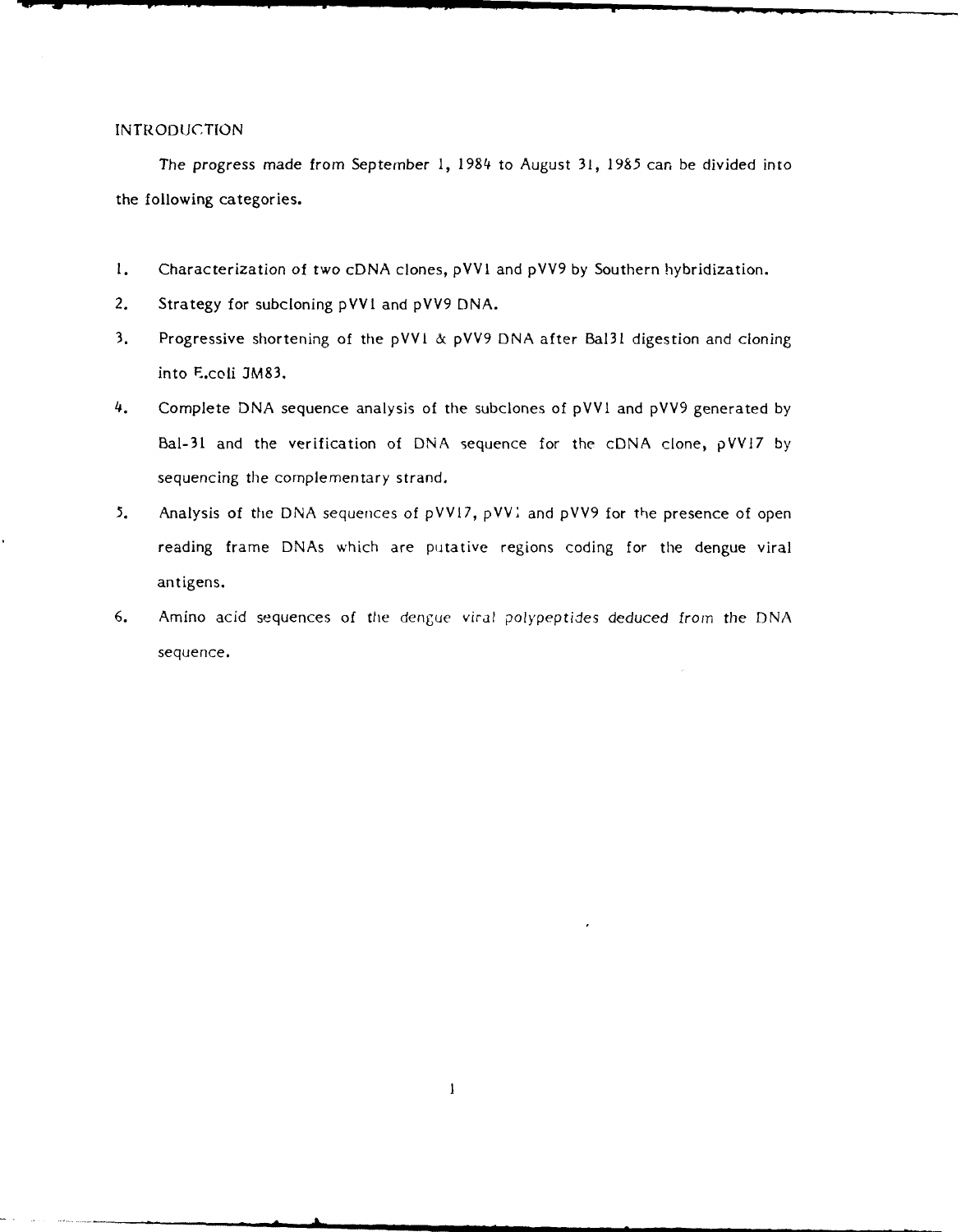# INTRODUCTION

The progress made from September 1, 1984 to August 31, 1985 can be divided into the following categories.

1. Characterization of two cDNA clones, pVV1 and pVV9 by Southern hybridization.
2. Strategy for subcloning pVV1 and pVV9 DNA.
3. Progressive shortening of the pVV1 & pVV9 DNA after Bal31 digestion and cloning into E.coli JM83.
4. Complete DNA sequence analysis of the subclones of pVV1 and pVV9 generated by Bal-31 and the verification of DNA sequence for the cDNA clone, pVV17 by sequencing the complementary strand.
5. Analysis of the DNA sequences of pVV17, pVV1 and pVV9 for the presence of open reading frame DNAs which are putative regions coding for the dengue viral antigens.
6. Amino acid sequences of the dengue viral polypeptides deduced from the DNA sequence.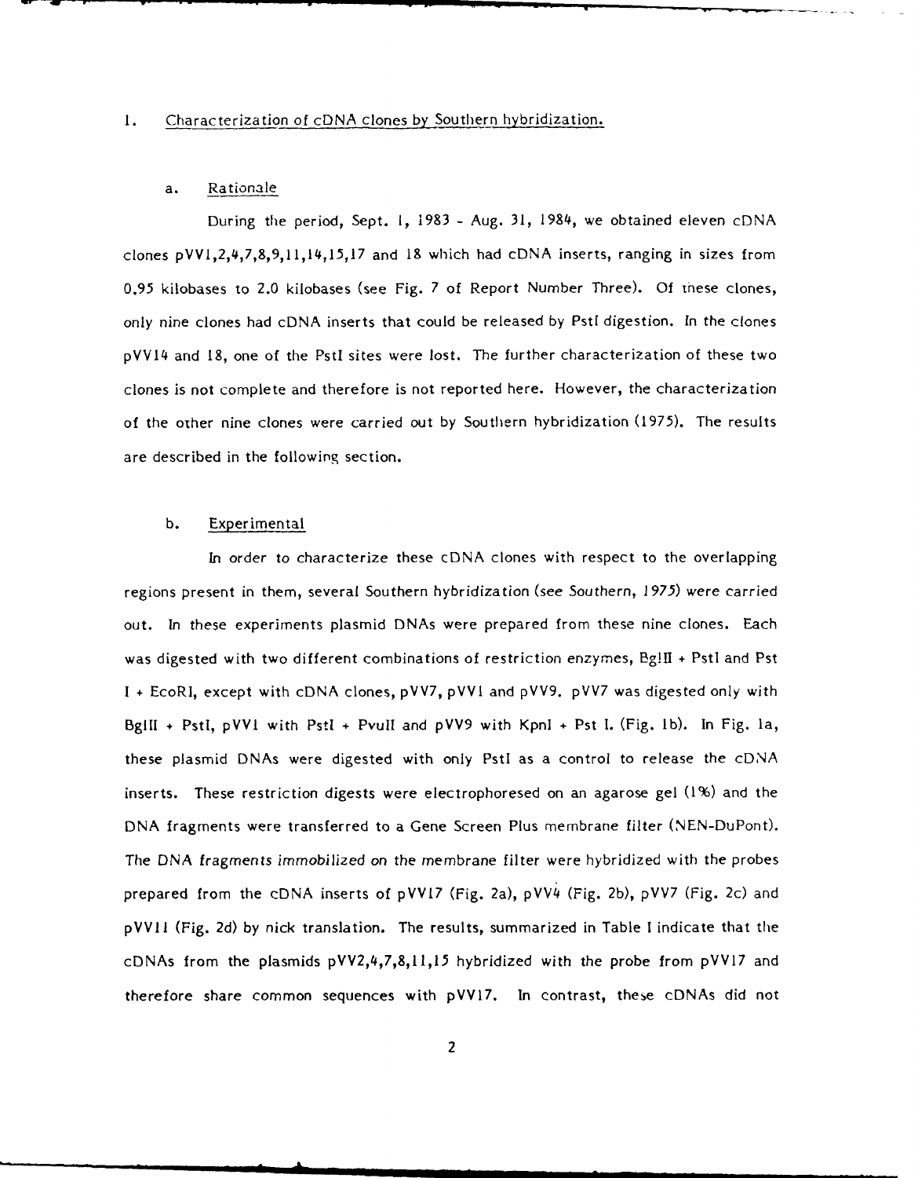## 1. Characterization of cDNA clones by Southern hybridization.

### a. Rationale

During the period, Sept. 1, 1983 - Aug. 31, 1984, we obtained eleven cDNA clones pVV1,2,4,7,8,9,11,14,15,17 and 18 which had cDNA inserts, ranging in sizes from 0.95 kilobases to 2.0 kilobases (see Fig. 7 of Report Number Three). Of these clones, only nine clones had cDNA inserts that could be released by PstI digestion. In the clones pVV14 and 18, one of the PstI sites were lost. The further characterization of these two clones is not complete and therefore is not reported here. However, the characterization of the other nine clones were carried out by Southern hybridization (1975). The results are described in the following section.

### b. Experimental

In order to characterize these cDNA clones with respect to the overlapping regions present in them, several Southern hybridization (see Southern, 1975) were carried out. In these experiments plasmid DNAs were prepared from these nine clones. Each was digested with two different combinations of restriction enzymes, BglII + PstI and Pst I + EcoRI, except with cDNA clones, pVV7, pVV1 and pVV9. pVV7 was digested only with BglII + PstI, pVV1 with PstI + PvuII and pVV9 with KpnI + Pst I. (Fig. 1b). In Fig. 1a, these plasmid DNAs were digested with only PstI as a control to release the cDNA inserts. These restriction digests were electrophoresed on an agarose gel (1%) and the DNA fragments were transferred to a Gene Screen Plus membrane filter (NEN-DuPont). The DNA fragments immobilized on the membrane filter were hybridized with the probes prepared from the cDNA inserts of pVV17 (Fig. 2a), pVV4 (Fig. 2b), pVV7 (Fig. 2c) and pVV11 (Fig. 2d) by nick translation. The results, summarized in Table I indicate that the cDNAs from the plasmids pVV2,4,7,8,11,15 hybridized with the probe from pVV17 and therefore share common sequences with pVV17. In contrast, these cDNAs did not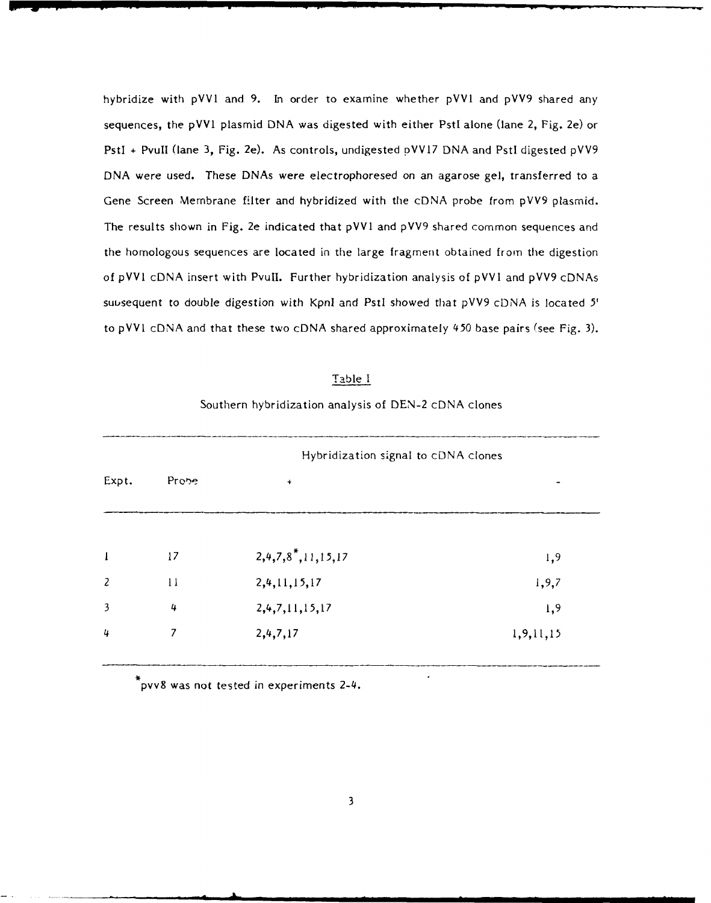hybridize with pVV1 and 9. In order to examine whether pVV1 and pVV9 shared any sequences, the pVV1 plasmid DNA was digested with either PstI alone (lane 2, Fig. 2e) or PstI + PvuII (lane 3, Fig. 2e). As controls, undigested pVV17 DNA and PstI digested pVV9 DNA were used. These DNAs were electrophoresed on an agarose gel, transferred to a Gene Screen Membrane filter and hybridized with the cDNA probe from pVV9 plasmid. The results shown in Fig. 2e indicated that pVV1 and pVV9 shared common sequences and the homologous sequences are located in the large fragment obtained from the digestion of pVV1 cDNA insert with PvuII. Further hybridization analysis of pVV1 and pVV9 cDNAs subsequent to double digestion with KpnI and PstI showed that pVV9 cDNA is located 5' to pVV1 cDNA and that these two cDNA shared approximately 450 base pairs (see Fig. 3).

Table I

Southern hybridization analysis of DEN-2 cDNA clones

| Expt. | Probe | Hybridization signal to cDNA clones | |
|---|---|---|---|
| | | + | - |
| 1 | 17 | 2,4,7,8*,11,15,17 | 1,9 |
| 2 | 11 | 2,4,11,15,17 | 1,9,7 |
| 3 | 4 | 2,4,7,11,15,17 | 1,9 |
| 4 | 7 | 2,4,7,17 | 1,9,11,15 |

*pvv8 was not tested in experiments 2-4.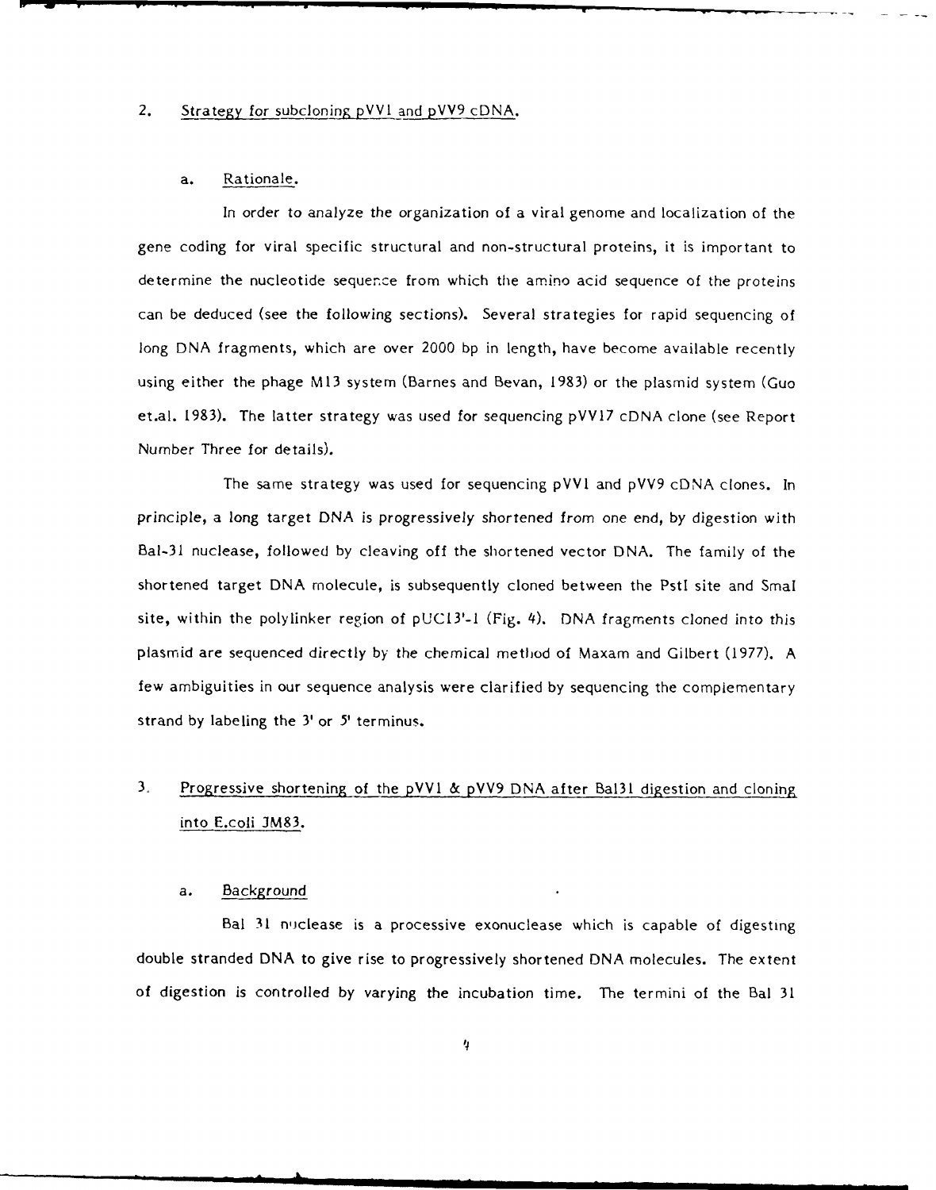## 2. Strategy for subcloning pVV1 and pVV9 cDNA.

### a. Rationale.

In order to analyze the organization of a viral genome and localization of the gene coding for viral specific structural and non-structural proteins, it is important to determine the nucleotide sequence from which the amino acid sequence of the proteins can be deduced (see the following sections). Several strategies for rapid sequencing of long DNA fragments, which are over 2000 bp in length, have become available recently using either the phage M13 system (Barnes and Bevan, 1983) or the plasmid system (Guo et.al. 1983). The latter strategy was used for sequencing pVV17 cDNA clone (see Report Number Three for details).

The same strategy was used for sequencing pVV1 and pVV9 cDNA clones. In principle, a long target DNA is progressively shortened from one end, by digestion with Bal-31 nuclease, followed by cleaving off the shortened vector DNA. The family of the shortened target DNA molecule, is subsequently cloned between the PstI site and SmaI site, within the polylinker region of pUC13'-1 (Fig. 4). DNA fragments cloned into this plasmid are sequenced directly by the chemical method of Maxam and Gilbert (1977). A few ambiguities in our sequence analysis were clarified by sequencing the complementary strand by labeling the 3' or 5' terminus.

## 3. Progressive shortening of the pVV1 & pVV9 DNA after Bal31 digestion and cloning into E.coli JM83.

### a. Background

Bal 31 nuclease is a processive exonuclease which is capable of digesting double stranded DNA to give rise to progressively shortened DNA molecules. The extent of digestion is controlled by varying the incubation time. The termini of the Bal 31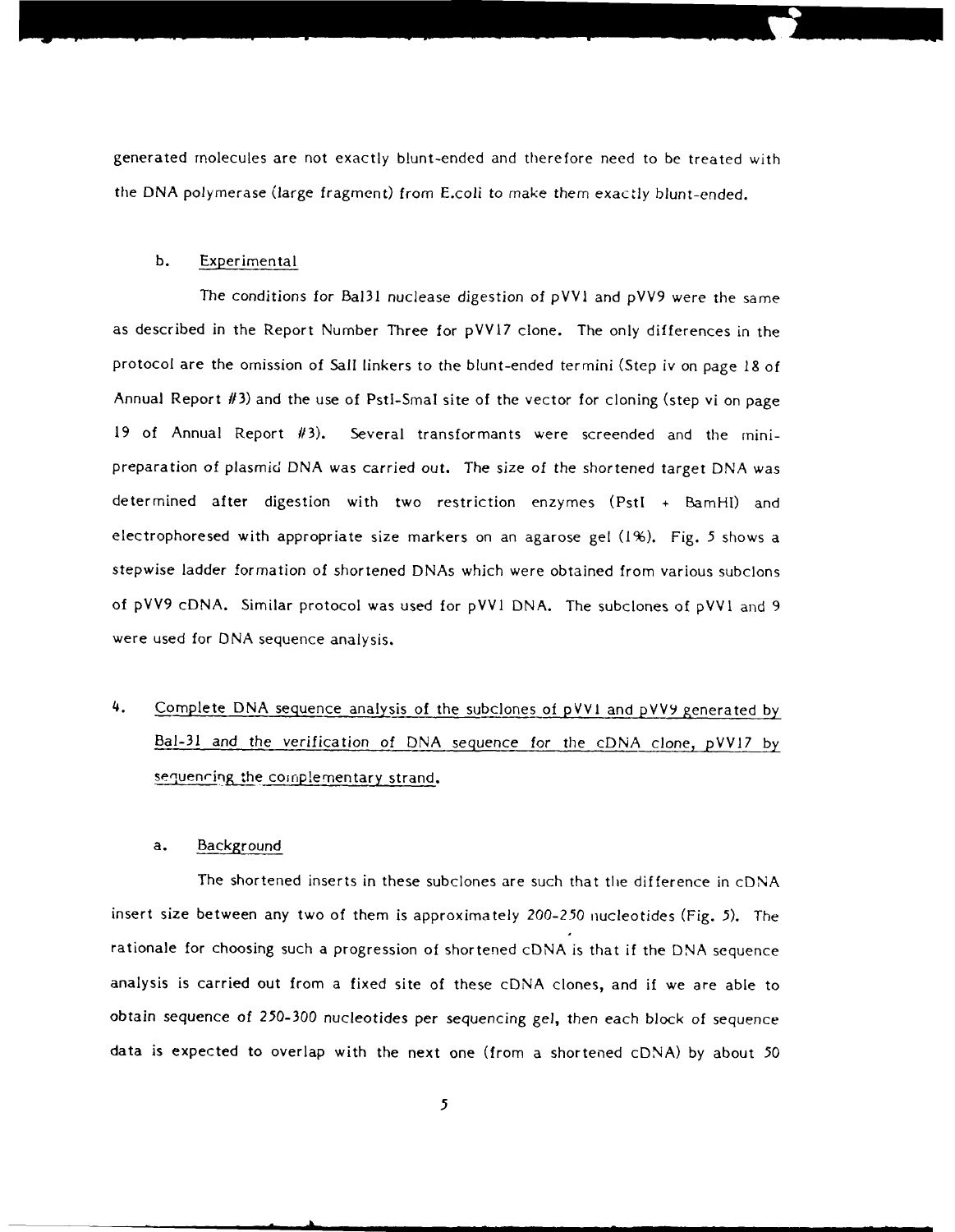generated molecules are not exactly blunt-ended and therefore need to be treated with the DNA polymerase (large fragment) from E.coli to make them exactly blunt-ended.

b. Experimental

The conditions for Bal31 nuclease digestion of pVV1 and pVV9 were the same as described in the Report Number Three for pVV17 clone. The only differences in the protocol are the omission of SalI linkers to the blunt-ended termini (Step iv on page 18 of Annual Report #3) and the use of PstI-SmaI site of the vector for cloning (step vi on page 19 of Annual Report #3). Several transformants were screended and the mini-preparation of plasmid DNA was carried out. The size of the shortened target DNA was determined after digestion with two restriction enzymes (PstI + BamHI) and electrophoresed with appropriate size markers on an agarose gel (1%). Fig. 5 shows a stepwise ladder formation of shortened DNAs which were obtained from various subclons of pVV9 cDNA. Similar protocol was used for pVV1 DNA. The subclones of pVV1 and 9 were used for DNA sequence analysis.

4. Complete DNA sequence analysis of the subclones of pVV1 and pVV9 generated by Bal-31 and the verification of DNA sequence for the cDNA clone, pVV17 by sequencing the complementary strand.

a. Background

The shortened inserts in these subclones are such that the difference in cDNA insert size between any two of them is approximately 200-250 nucleotides (Fig. 5). The rationale for choosing such a progression of shortened cDNA is that if the DNA sequence analysis is carried out from a fixed site of these cDNA clones, and if we are able to obtain sequence of 250-300 nucleotides per sequencing gel, then each block of sequence data is expected to overlap with the next one (from a shortened cDNA) by about 50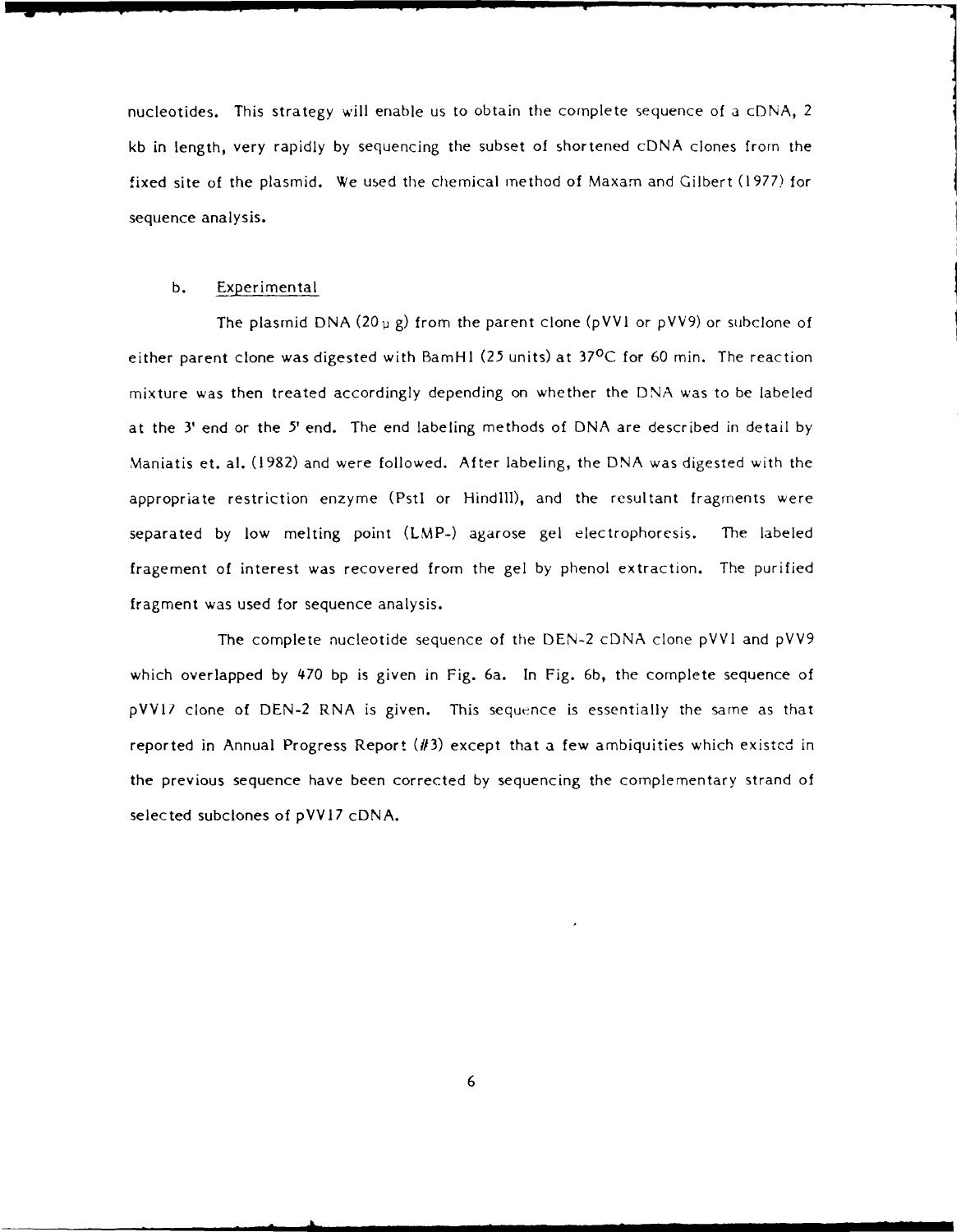nucleotides. This strategy will enable us to obtain the complete sequence of a cDNA, 2 kb in length, very rapidly by sequencing the subset of shortened cDNA clones from the fixed site of the plasmid. We used the chemical method of Maxam and Gilbert (1977) for sequence analysis.

b. Experimental

The plasmid DNA (20 $\mu$ g) from the parent clone (pVV1 or pVV9) or subclone of either parent clone was digested with BamHI (25 units) at 37°C for 60 min. The reaction mixture was then treated accordingly depending on whether the DNA was to be labeled at the 3' end or the 5' end. The end labeling methods of DNA are described in detail by Maniatis et. al. (1982) and were followed. After labeling, the DNA was digested with the appropriate restriction enzyme (PstI or HindIII), and the resultant fragments were separated by low melting point (LMP-) agarose gel electrophoresis. The labeled fragement of interest was recovered from the gel by phenol extraction. The purified fragment was used for sequence analysis.

The complete nucleotide sequence of the DEN-2 cDNA clone pVV1 and pVV9 which overlapped by 470 bp is given in Fig. 6a. In Fig. 6b, the complete sequence of pVV17 clone of DEN-2 RNA is given. This sequence is essentially the same as that reported in Annual Progress Report (#3) except that a few ambiquities which existed in the previous sequence have been corrected by sequencing the complementary strand of selected subclones of pVV17 cDNA.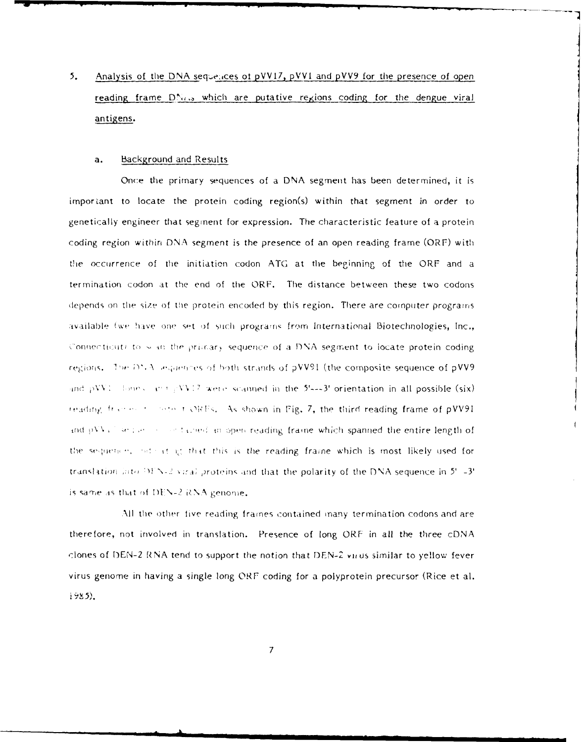5. Analysis of the DNA sequences of pVV17, pVV1 and pVV9 for the presence of open reading frame DNAs which are putative regions coding for the dengue viral antigens.

a. Background and Results

Once the primary sequences of a DNA segment has been determined, it is important to locate the protein coding region(s) within that segment in order to genetically engineer that segment for expression. The characteristic feature of a protein coding region within DNA segment is the presence of an open reading frame (ORF) with the occurrence of the initiation codon ATG at the beginning of the ORF and a termination codon at the end of the ORF. The distance between these two codons depends on the size of the protein encoded by this region. There are computer programs available (we have one set of such programs from International Biotechnologies, Inc., Connecticut) to scan the primary sequence of a DNA segment to locate protein coding regions. The DNA sequences of both strands of pVV91 (the composite sequence of pVV9 and pVV1 clones) and pVV17 were scanned in the 5'---3' orientation in all possible (six) reading frames to detect ORFs. As shown in Fig. 7, the third reading frame of pVV91 and pVV17 sequences contained an open reading frame which spanned the entire length of the sequences, indicating that this is the reading frame which is most likely used for translation into DEN-2 viral proteins and that the polarity of the DNA sequence in 5' -3' is same as that of DEN-2 RNA genome.

All the other five reading frames contained many termination codons and are therefore, not involved in translation. Presence of long ORF in all the three cDNA clones of DEN-2 RNA tend to support the notion that DEN-2 virus similar to yellow fever virus genome in having a single long ORF coding for a polyprotein precursor (Rice et al. 1985).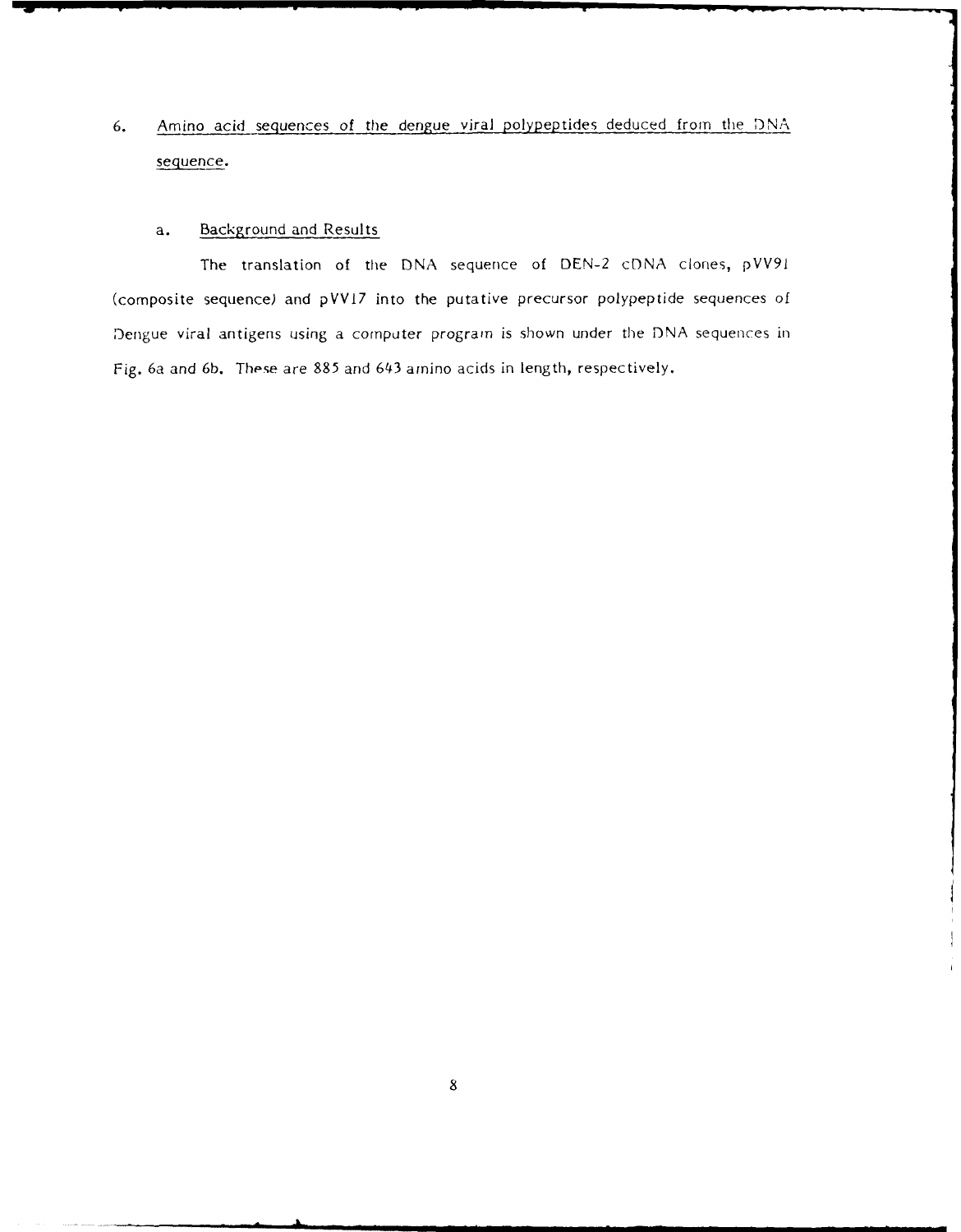6. Amino acid sequences of the dengue viral polypeptides deduced from the DNA sequence.

a. Background and Results

The translation of the DNA sequence of DEN-2 cDNA clones, pVV91 (composite sequence) and pVV17 into the putative precursor polypeptide sequences of Dengue viral antigens using a computer program is shown under the DNA sequences in Fig. 6a and 6b. These are 885 and 643 amino acids in length, respectively.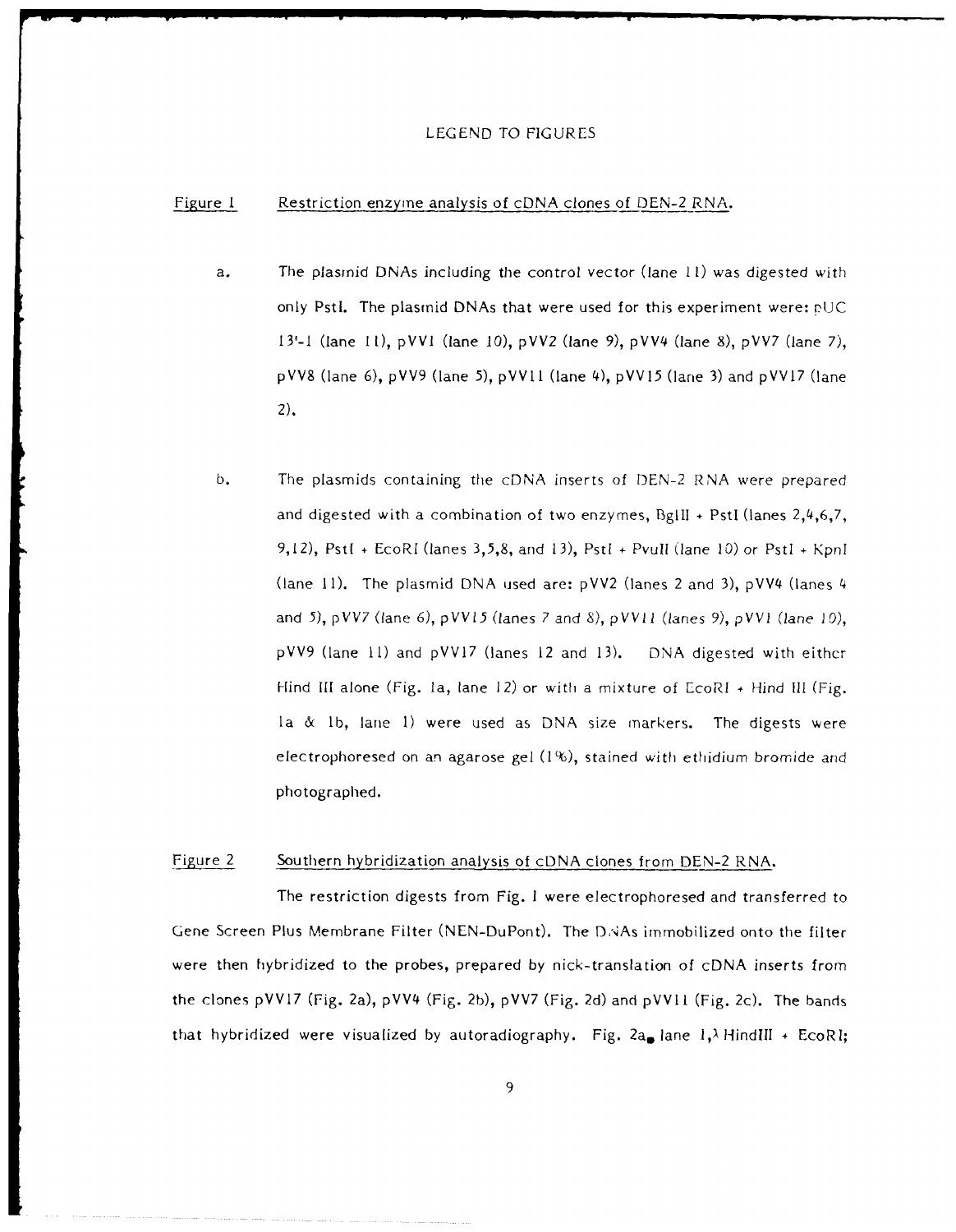## LEGEND TO FIGURES

Figure 1 Restriction enzyme analysis of cDNA clones of DEN-2 RNA.

a. The plasmid DNAs including the control vector (lane 11) was digested with only PstI. The plasmid DNAs that were used for this experiment were: pUC 13'-1 (lane 11), pVV1 (lane 10), pVV2 (lane 9), pVV4 (lane 8), pVV7 (lane 7), pVV8 (lane 6), pVV9 (lane 5), pVV11 (lane 4), pVV15 (lane 3) and pVV17 (lane 2).

b. The plasmids containing the cDNA inserts of DEN-2 RNA were prepared and digested with a combination of two enzymes, BglII + PstI (lanes 2,4,6,7, 9,12), PstI + EcoRI (lanes 3,5,8, and 13), PstI + PvuII (lane 10) or PstI + KpnI (lane 11). The plasmid DNA used are: pVV2 (lanes 2 and 3), pVV4 (lanes 4 and 5), pVV7 (lane 6), pVV15 (lanes 7 and 8), pVV11 (lanes 9), pVV1 (lane 10), pVV9 (lane 11) and pVV17 (lanes 12 and 13). DNA digested with either Hind III alone (Fig. 1a, lane 12) or with a mixture of EcoRI + Hind III (Fig. 1a & 1b, lane 1) were used as DNA size markers. The digests were electrophoresed on an agarose gel (1%), stained with ethidium bromide and photographed.

Figure 2 Southern hybridization analysis of cDNA clones from DEN-2 RNA.

The restriction digests from Fig. 1 were electrophoresed and transferred to Gene Screen Plus Membrane Filter (NEN-DuPont). The DNAs immobilized onto the filter were then hybridized to the probes, prepared by nick-translation of cDNA inserts from the clones pVV17 (Fig. 2a), pVV4 (Fig. 2b), pVV7 (Fig. 2d) and pVV11 (Fig. 2c). The bands that hybridized were visualized by autoradiography. Fig. 2a, lane 1, $\lambda$ HindIII + EcoRI;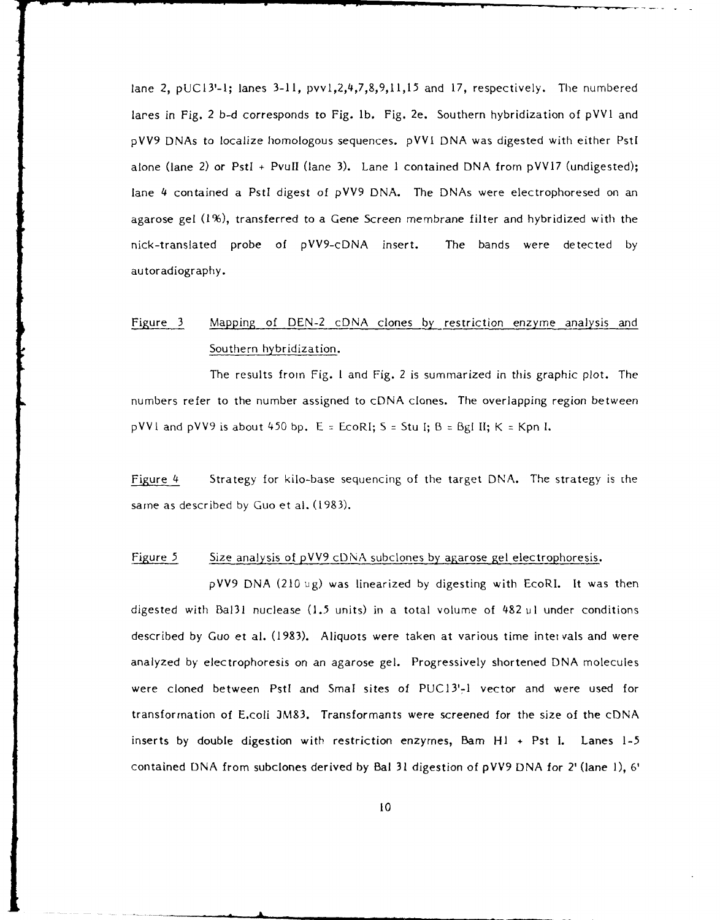lane 2, pUC13'-1; lanes 3-11, pvv1,2,4,7,8,9,11,15 and 17, respectively. The numbered lanes in Fig. 2 b-d corresponds to Fig. 1b. Fig. 2e. Southern hybridization of pVV1 and pVV9 DNAs to localize homologous sequences. pVV1 DNA was digested with either PstI alone (lane 2) or PstI + PvuII (lane 3). Lane 1 contained DNA from pVV17 (undigested); lane 4 contained a PstI digest of pVV9 DNA. The DNAs were electrophoresed on an agarose gel (1%), transferred to a Gene Screen membrane filter and hybridized with the nick-translated probe of pVV9-cDNA insert. The bands were detected by autoradiography.

Figure 3 <u>Mapping of DEN-2 cDNA clones by restriction enzyme analysis and Southern hybridization.</u>

The results from Fig. 1 and Fig. 2 is summarized in this graphic plot. The numbers refer to the number assigned to cDNA clones. The overlapping region between pVV1 and pVV9 is about 450 bp. E = EcoRI; S = Stu I; B = Bgl II; K = Kpn I.

Figure 4 Strategy for kilo-base sequencing of the target DNA. The strategy is the same as described by Guo et al. (1983).

Figure 5 <u>Size analysis of pVV9 cDNA subclones by agarose gel electrophoresis.</u>

pVV9 DNA (210 $\mu$g) was linearized by digesting with EcoRI. It was then digested with Bal31 nuclease (1.5 units) in a total volume of 482 $\mu$l under conditions described by Guo et al. (1983). Aliquots were taken at various time intervals and were analyzed by electrophoresis on an agarose gel. Progressively shortened DNA molecules were cloned between PstI and SmaI sites of PUC13'-1 vector and were used for transformation of E.coli JM83. Transformants were screened for the size of the cDNA inserts by double digestion with restriction enzymes, Bam H1 + Pst I. Lanes 1-5 contained DNA from subclones derived by Bal 31 digestion of pVV9 DNA for 2' (lane 1), 6'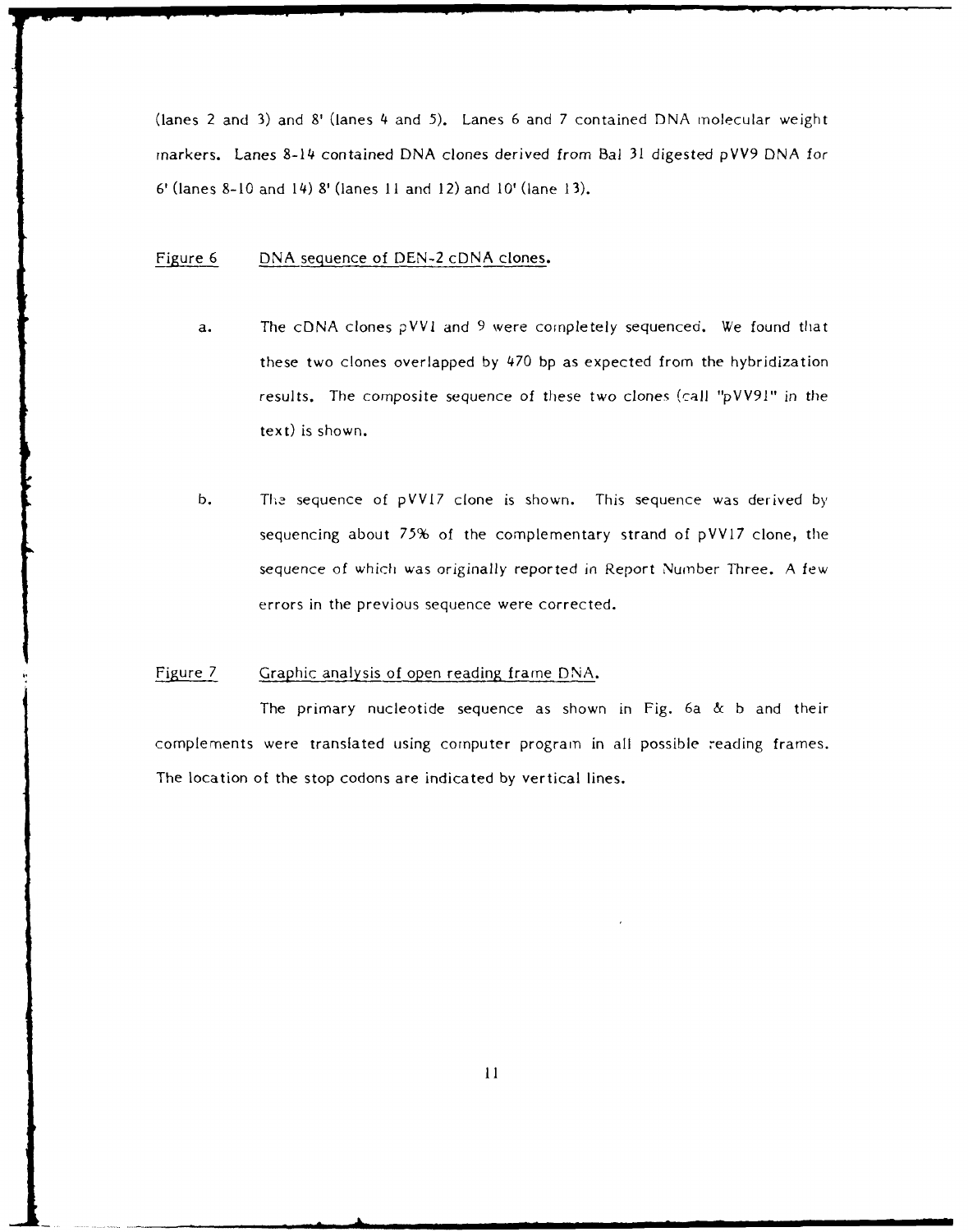(lanes 2 and 3) and 8' (lanes 4 and 5). Lanes 6 and 7 contained DNA molecular weight markers. Lanes 8-14 contained DNA clones derived from Bal 31 digested pVV9 DNA for 6' (lanes 8-10 and 14) 8' (lanes 11 and 12) and 10' (lane 13).

Figure 6 DNA sequence of DEN-2 cDNA clones.

a. The cDNA clones pVV1 and 9 were completely sequenced. We found that these two clones overlapped by 470 bp as expected from the hybridization results. The composite sequence of these two clones (call "pVV91" in the text) is shown.

b. The sequence of pVV17 clone is shown. This sequence was derived by sequencing about 75% of the complementary strand of pVV17 clone, the sequence of which was originally reported in Report Number Three. A few errors in the previous sequence were corrected.

Figure 7 Graphic analysis of open reading frame DNA.

The primary nucleotide sequence as shown in Fig. 6a & b and their complements were translated using computer program in all possible reading frames. The location of the stop codons are indicated by vertical lines.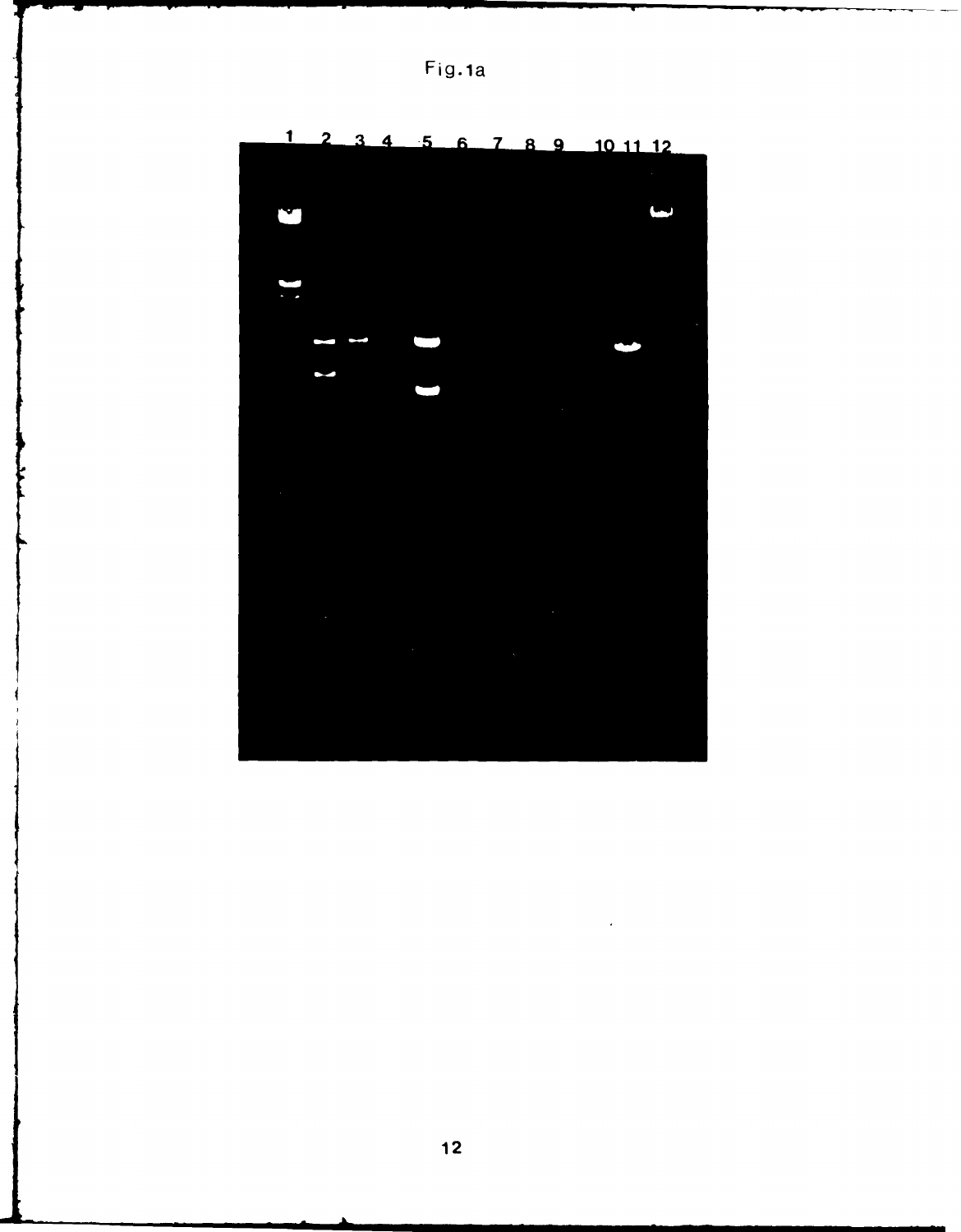Fig.1a

1 2 3 4 5 6 7 8 9 10 11 12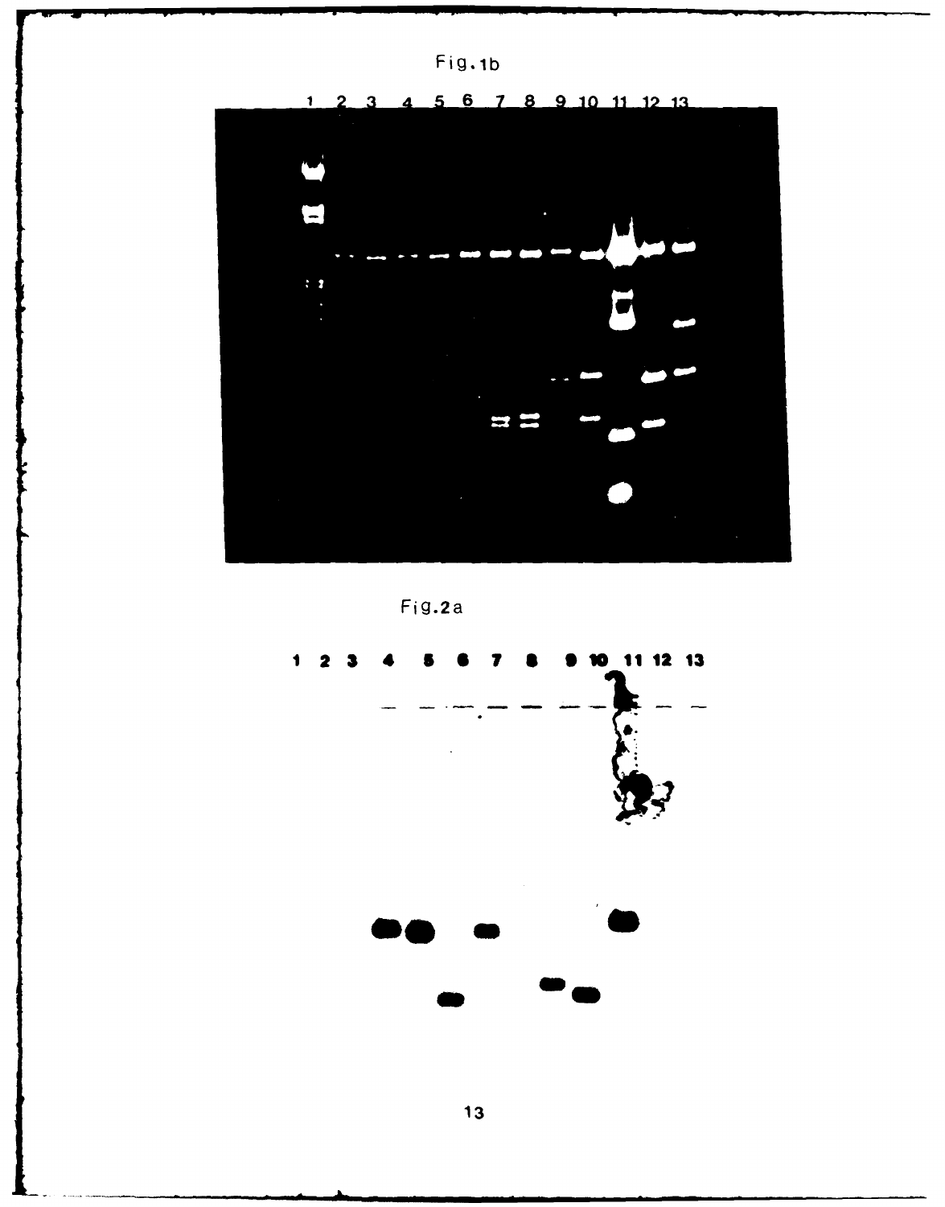Fig.1b

1 2 3 4 5 6 7 8 9 10 11 12 13

Fig.2a

1 2 3 4 5 6 7 8 9 10 11 12 13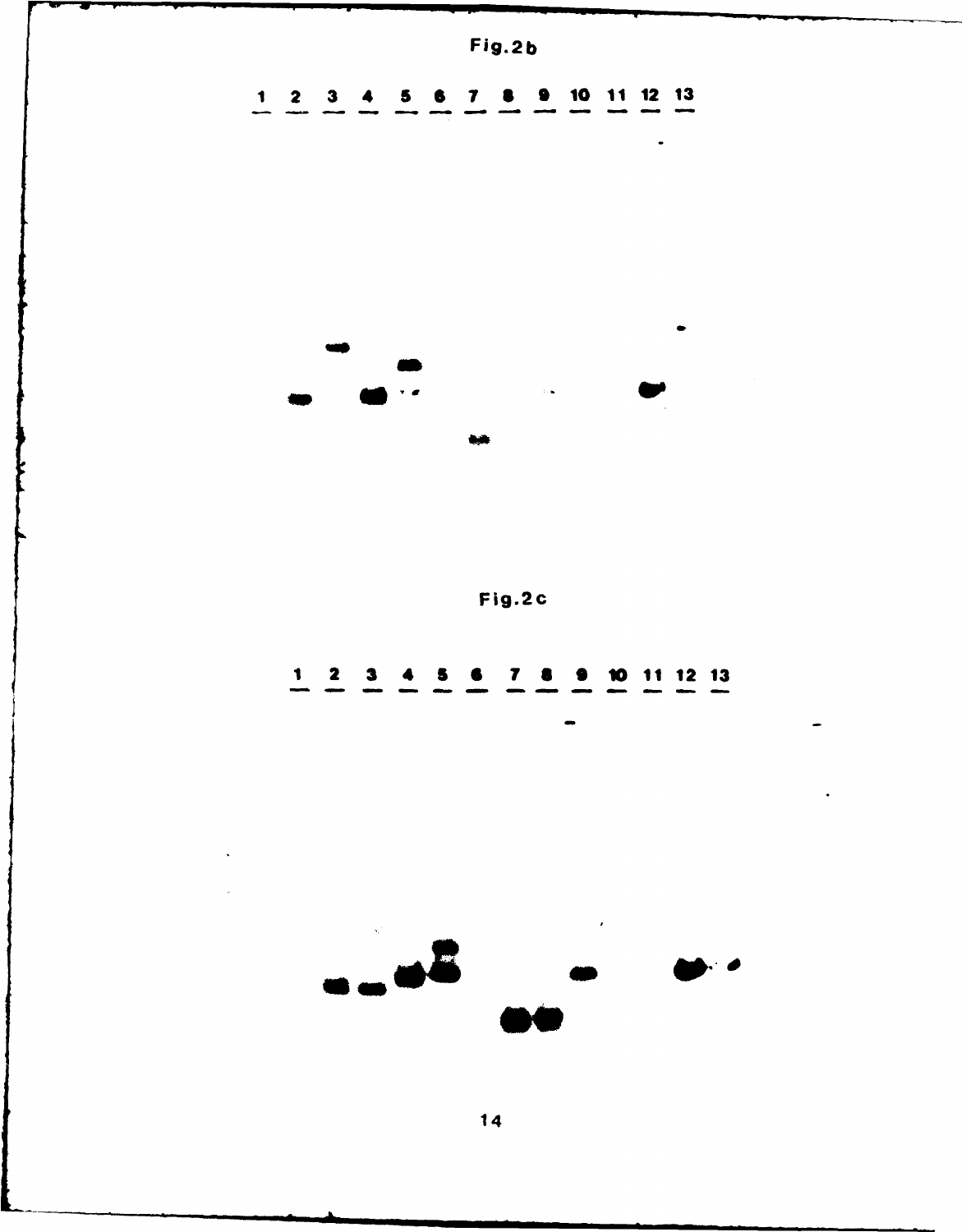Fig.2b

1 2 3 4 5 6 7 8 9 10 11 12 13

Fig.2c

1 2 3 4 5 6 7 8 9 10 11 12 13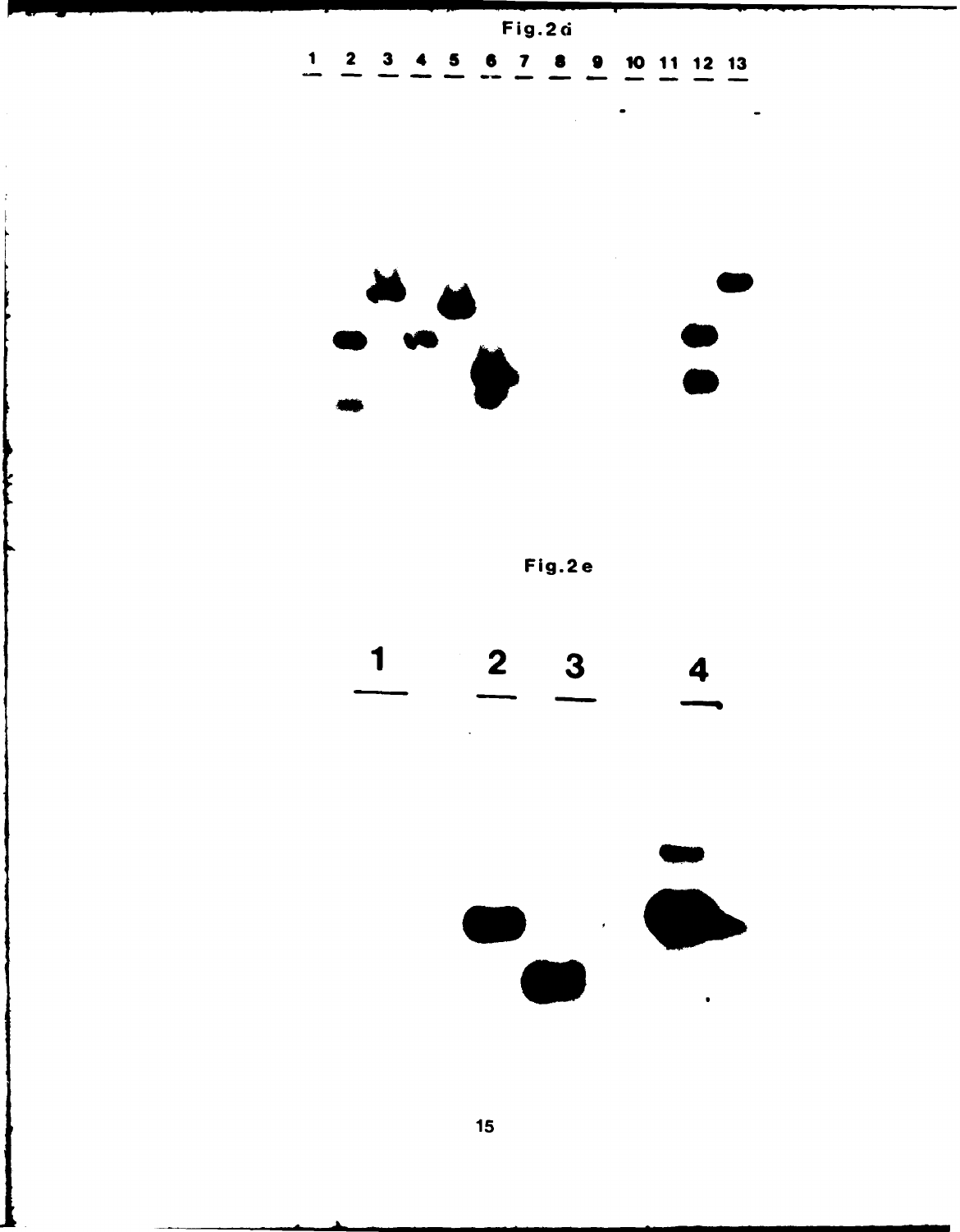Fig.2d

1 2 3 4 5 6 7 8 9 10 11 12 13

Fig.2e

1 2 3 4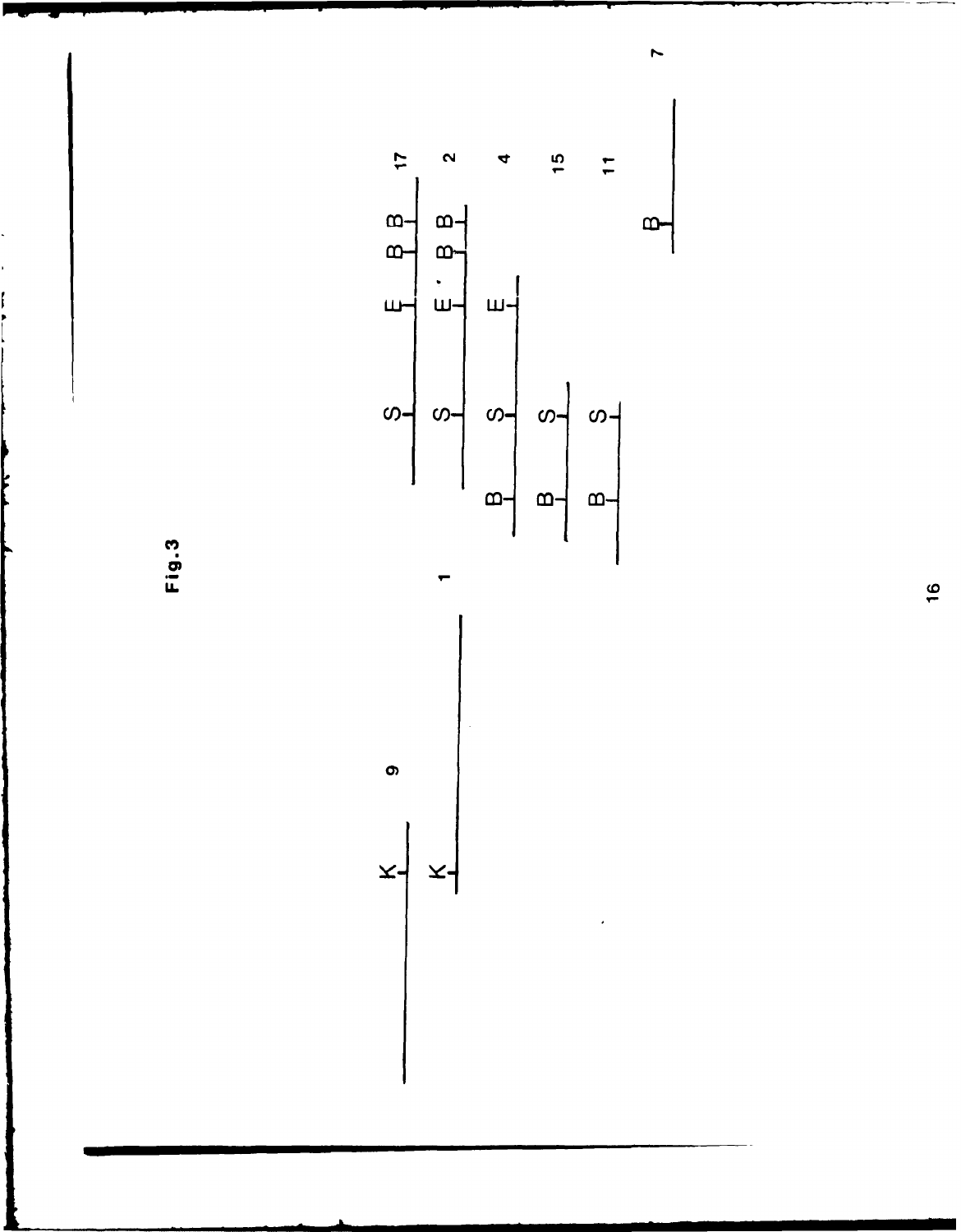Fig.3

K 9

K 1

S E B B 17

S E' B B 2

B S E 4

B S 15

B S 11

B 7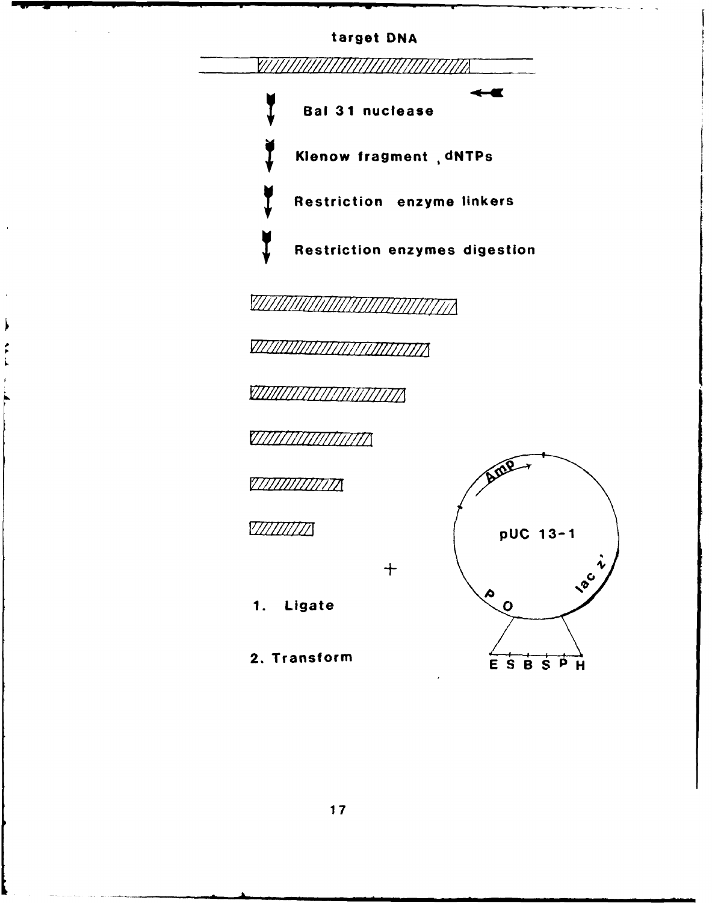target DNA

Bal 31 nuclease

Klenow fragment , dNTPs

Restriction enzyme linkers

Restriction enzymes digestion

1. Ligate

2. Transform

pUC 13-1

Amp

lac z'

P O

E S B S P H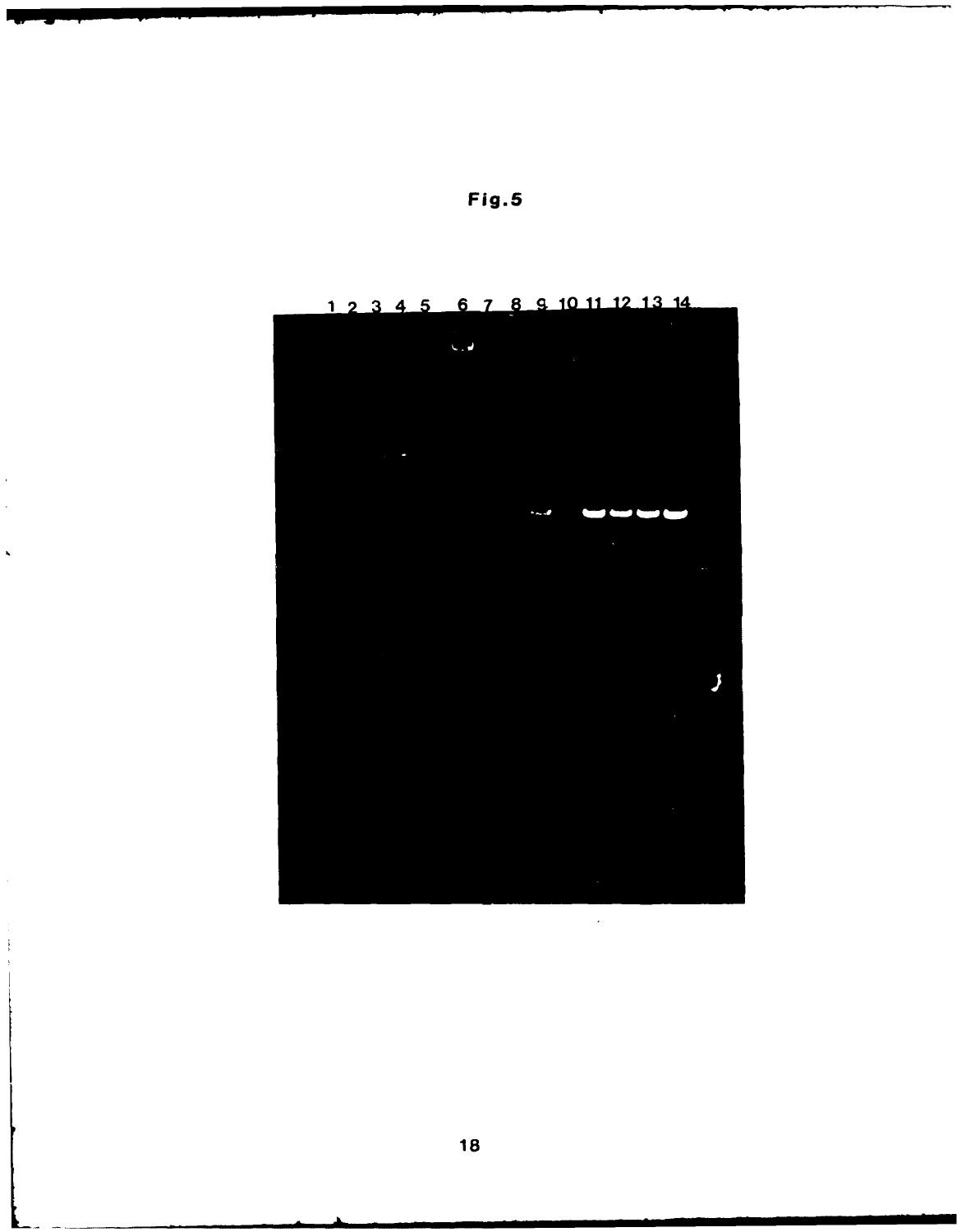Fig.5

1 2 3 4 5 6 7 8 9 10 11 12 13 14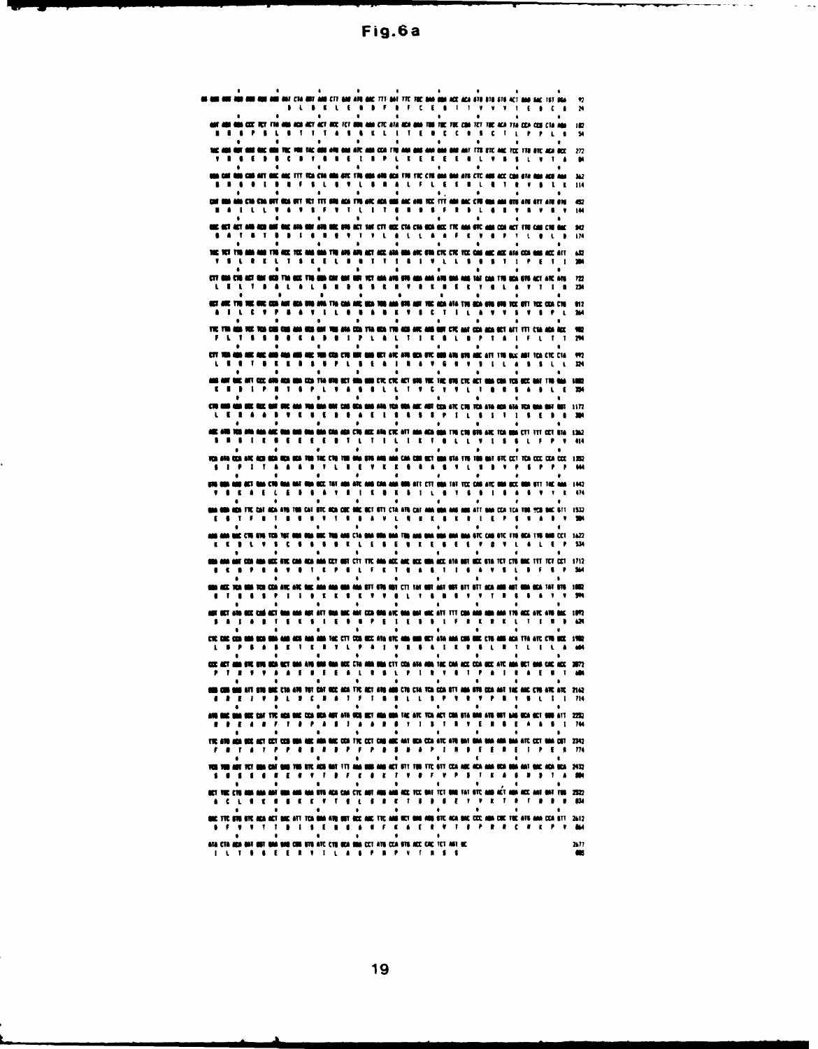# Fig.6a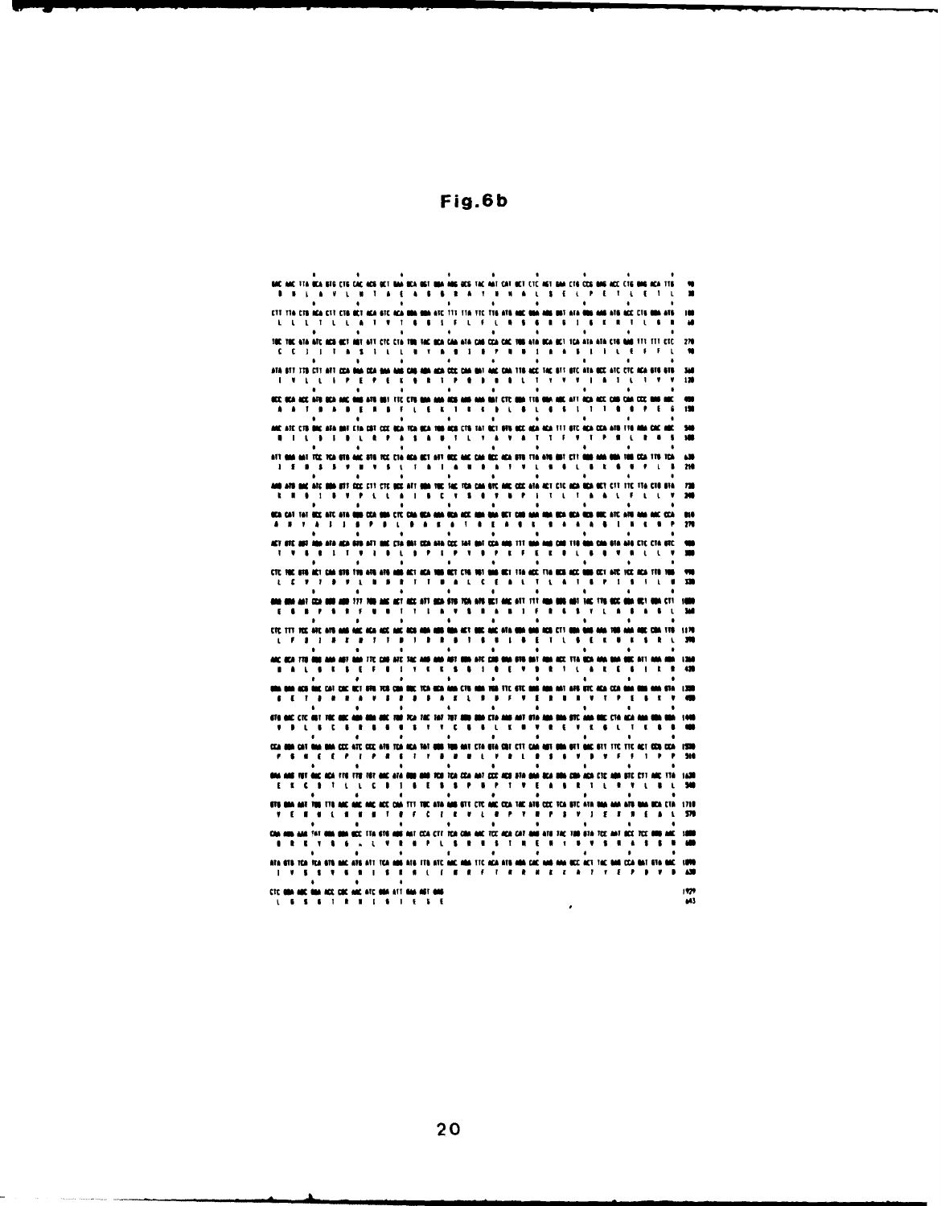**Fig.6b**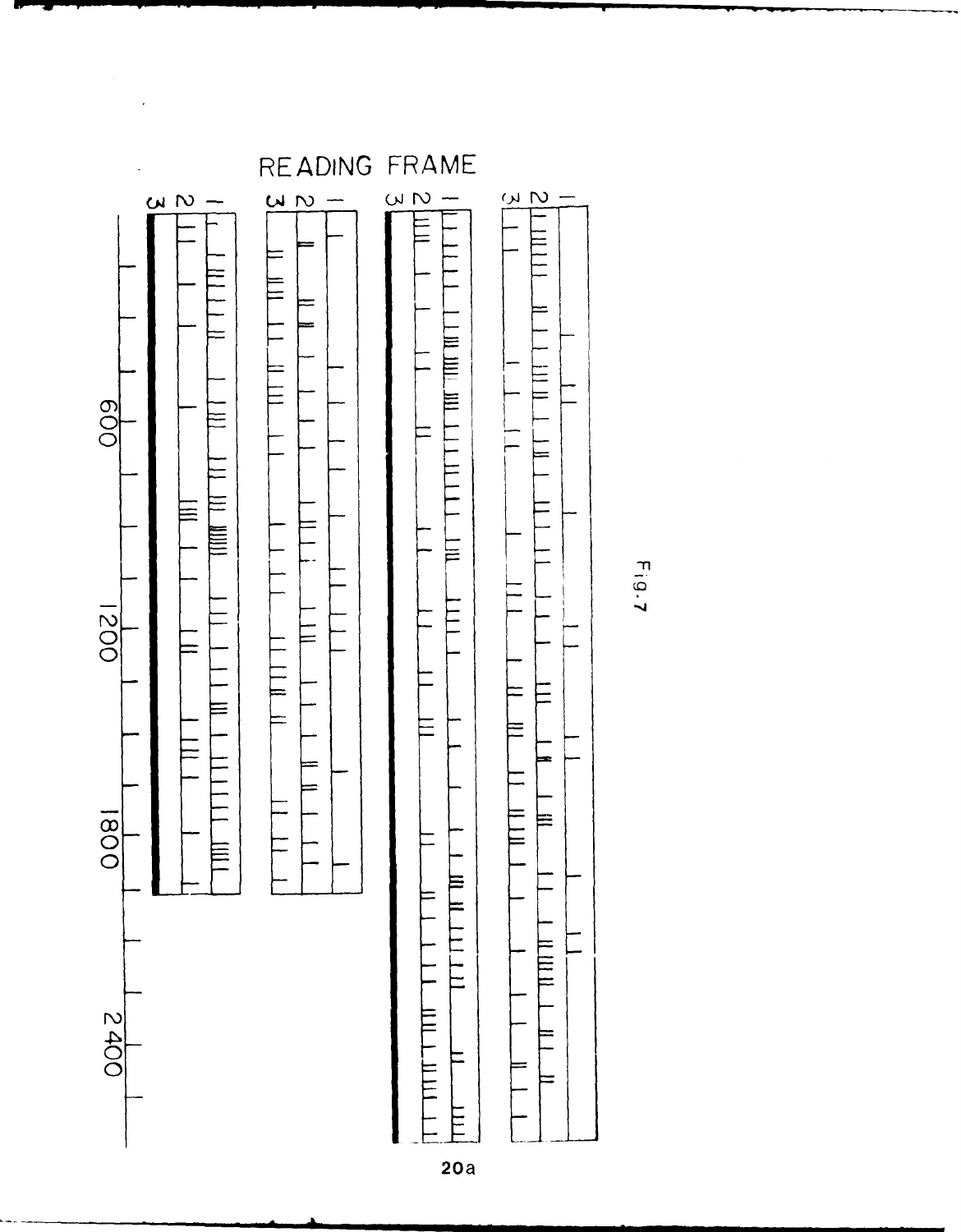READING FRAME

3 2 1 3 2 1 3 2 1 3 2 1

600

1200

1800

2400

Fig. 7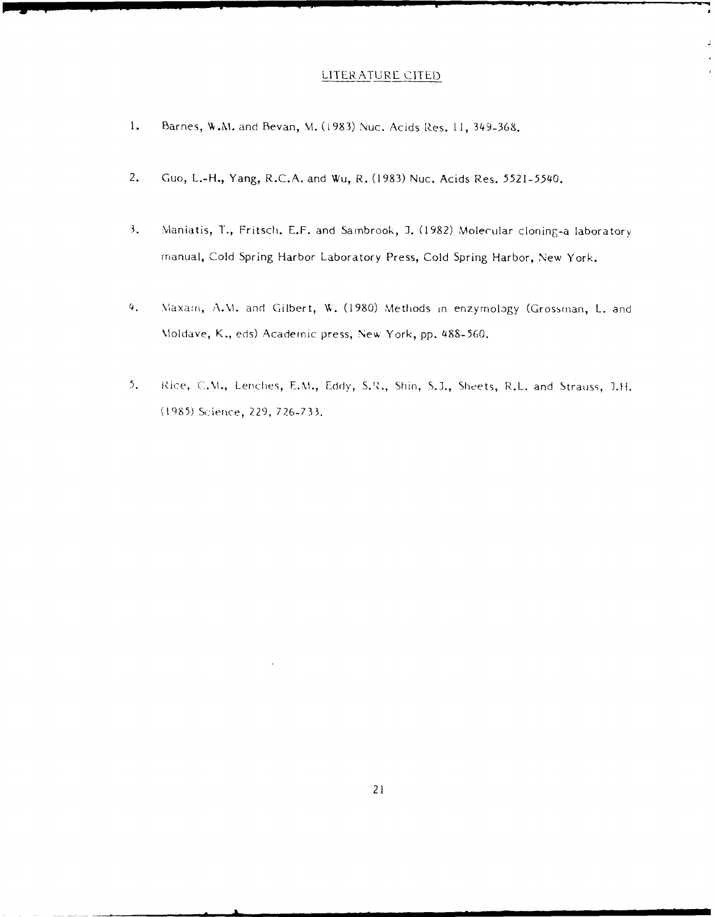## LITERATURE CITED

1. Barnes, W.M. and Bevan, M. (1983) Nuc. Acids Res. 11, 349-368.

2. Guo, L.-H., Yang, R.C.A. and Wu, R. (1983) Nuc. Acids Res. 5521-5540.

3. Maniatis, T., Fritsch, E.F. and Sambrook, J. (1982) Molecular cloning-a laboratory manual, Cold Spring Harbor Laboratory Press, Cold Spring Harbor, New York.

4. Maxam, A.M. and Gilbert, W. (1980) Methods in enzymology (Grossman, L. and Moldave, K., eds) Academic press, New York, pp. 488-560.

5. Rice, C.M., Lenches, E.M., Eddy, S.R., Shin, S.J., Sheets, R.L. and Strauss, J.H. (1985) Science, 229, 726-733.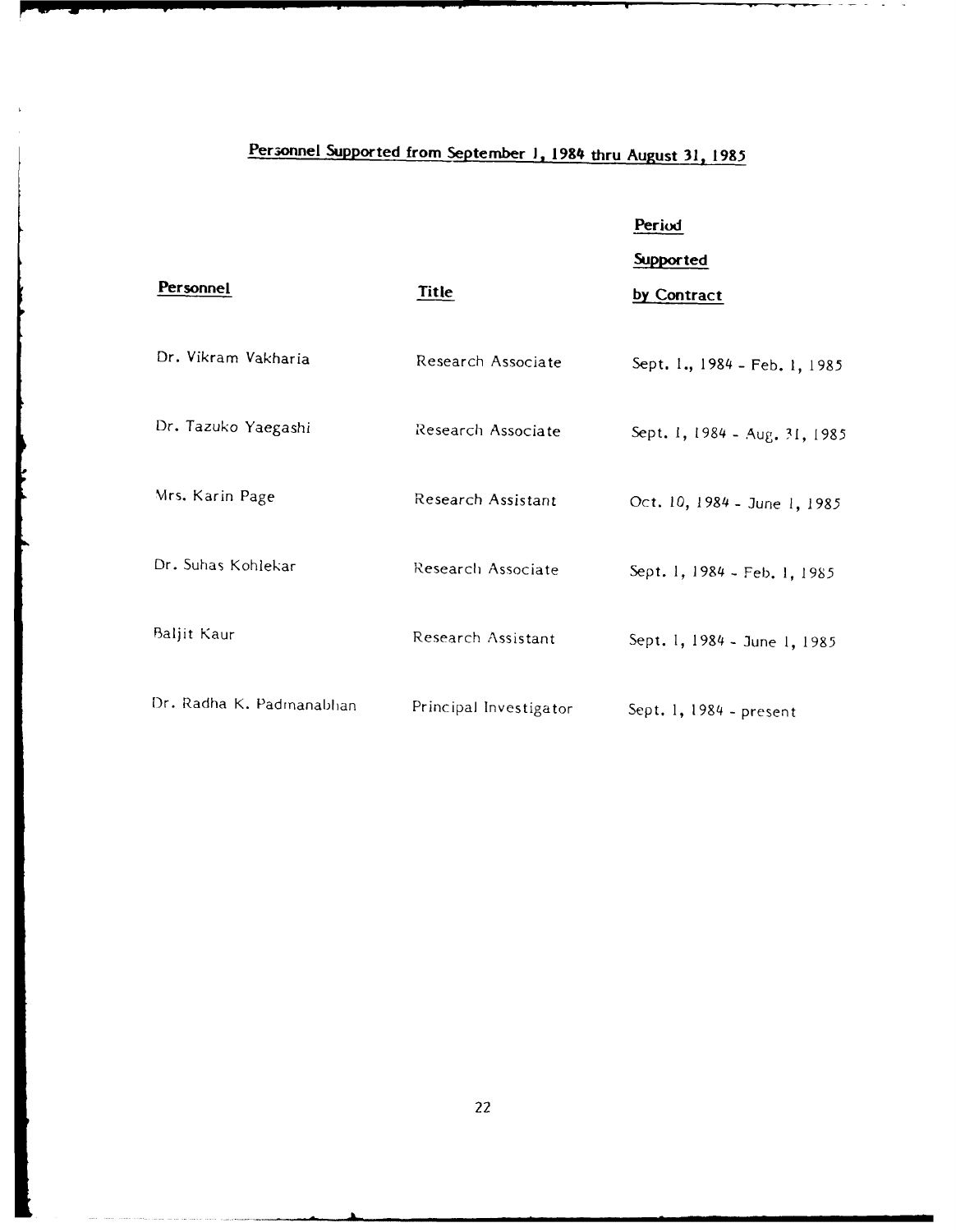## Personnel Supported from September 1, 1984 thru August 31, 1985

| Personnel | Title | Period Supported by Contract |
|---|---|---|
| Dr. Vikram Vakharia | Research Associate | Sept. 1., 1984 - Feb. 1, 1985 |
| Dr. Tazuko Yaegashi | Research Associate | Sept. 1, 1984 - Aug. 31, 1985 |
| Mrs. Karin Page | Research Assistant | Oct. 10, 1984 - June 1, 1985 |
| Dr. Suhas Kohlekar | Research Associate | Sept. 1, 1984 - Feb. 1, 1985 |
| Baljit Kaur | Research Assistant | Sept. 1, 1984 - June 1, 1985 |
| Dr. Radha K. Padmanabhan | Principal Investigator | Sept. 1, 1984 - present |